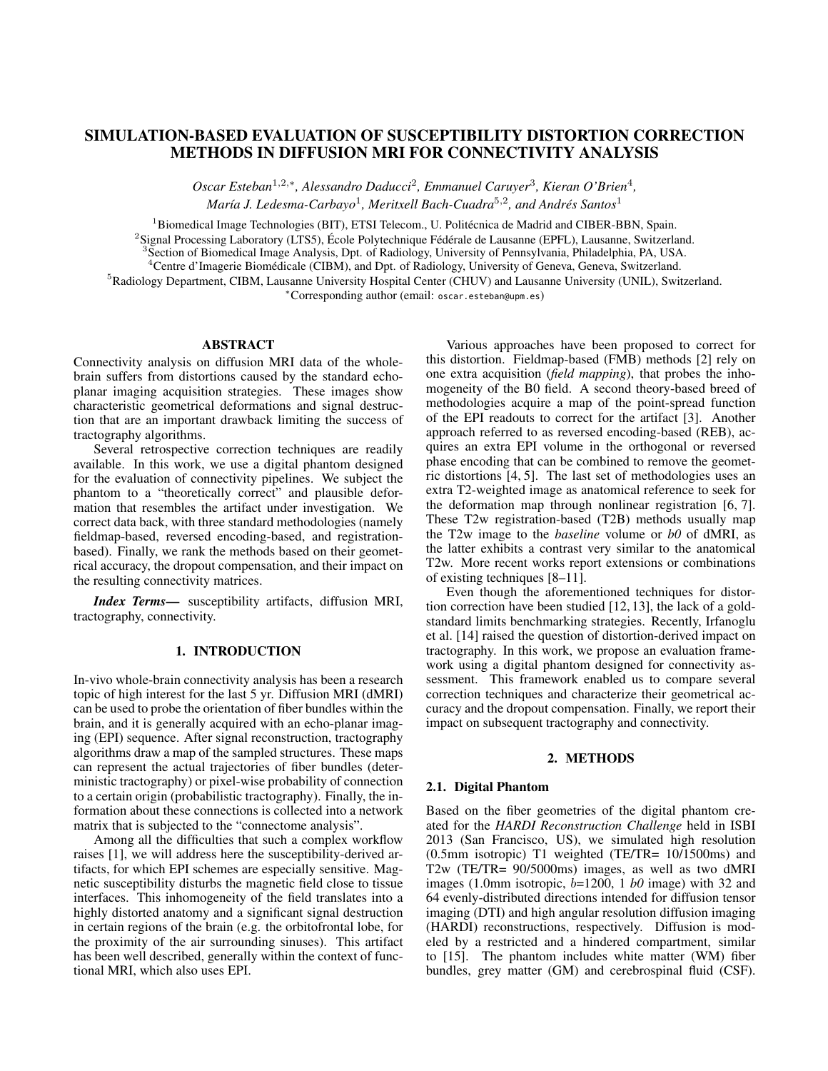# SIMULATION-BASED EVALUATION OF SUSCEPTIBILITY DISTORTION CORRECTION METHODS IN DIFFUSION MRI FOR CONNECTIVITY ANALYSIS

*Oscar Esteban*[1,2,*], *Alessandro Daducci*[2], *Emmanuel Caruyer*[3], *Kieran O'Brien*[4], *María J. Ledesma-Carbayo*[1], *Meritxell Bach-Cuadra*[5,2], *and Andrés Santos*[1]

[1]Biomedical Image Technologies (BIT), ETSI Telecom., U. Politécnica de Madrid and CIBER-BBN, Spain.
[2]Signal Processing Laboratory (LTS5), École Polytechnique Fédérale de Lausanne (EPFL), Lausanne, Switzerland.
[3]Section of Biomedical Image Analysis, Dpt. of Radiology, University of Pennsylvania, Philadelphia, PA, USA.
[4]Centre d'Imagerie Biomédicale (CIBM), and Dpt. of Radiology, University of Geneva, Geneva, Switzerland.
[5]Radiology Department, CIBM, Lausanne University Hospital Center (CHUV) and Lausanne University (UNIL), Switzerland.
[*]Corresponding author (email: oscar.esteban@upm.es)

## ABSTRACT

Connectivity analysis on diffusion MRI data of the whole-brain suffers from distortions caused by the standard echo-planar imaging acquisition strategies. These images show characteristic geometrical deformations and signal destruction that are an important drawback limiting the success of tractography algorithms.

Several retrospective correction techniques are readily available. In this work, we use a digital phantom designed for the evaluation of connectivity pipelines. We subject the phantom to a "theoretically correct" and plausible deformation that resembles the artifact under investigation. We correct data back, with three standard methodologies (namely fieldmap-based, reversed encoding-based, and registration-based). Finally, we rank the methods based on their geometrical accuracy, the dropout compensation, and their impact on the resulting connectivity matrices.

***Index Terms***— susceptibility artifacts, diffusion MRI, tractography, connectivity.

## 1. INTRODUCTION

In-vivo whole-brain connectivity analysis has been a research topic of high interest for the last 5 yr. Diffusion MRI (dMRI) can be used to probe the orientation of fiber bundles within the brain, and it is generally acquired with an echo-planar imaging (EPI) sequence. After signal reconstruction, tractography algorithms draw a map of the sampled structures. These maps can represent the actual trajectories of fiber bundles (deterministic tractography) or pixel-wise probability of connection to a certain origin (probabilistic tractography). Finally, the information about these connections is collected into a network matrix that is subjected to the "connectome analysis".

Among all the difficulties that such a complex workflow raises [1], we will address here the susceptibility-derived artifacts, for which EPI schemes are especially sensitive. Magnetic susceptibility disturbs the magnetic field close to tissue interfaces. This inhomogeneity of the field translates into a highly distorted anatomy and a significant signal destruction in certain regions of the brain (e.g. the orbitofrontal lobe, for the proximity of the air surrounding sinuses). This artifact has been well described, generally within the context of functional MRI, which also uses EPI.

Various approaches have been proposed to correct for this distortion. Fieldmap-based (FMB) methods [2] rely on one extra acquisition (*field mapping*), that probes the inhomogeneity of the B0 field. A second theory-based breed of methodologies acquire a map of the point-spread function of the EPI readouts to correct for the artifact [3]. Another approach referred to as reversed encoding-based (REB), acquires an extra EPI volume in the orthogonal or reversed phase encoding that can be combined to remove the geometric distortions [4, 5]. The last set of methodologies uses an extra T2-weighted image as anatomical reference to seek for the deformation map through nonlinear registration [6, 7]. These T2w registration-based (T2B) methods usually map the T2w image to the *baseline* volume or *b0* of dMRI, as the latter exhibits a contrast very similar to the anatomical T2w. More recent works report extensions or combinations of existing techniques [8–11].

Even though the aforementioned techniques for distortion correction have been studied [12, 13], the lack of a gold-standard limits benchmarking strategies. Recently, Irfanoglu et al. [14] raised the question of distortion-derived impact on tractography. In this work, we propose an evaluation framework using a digital phantom designed for connectivity assessment. This framework enabled us to compare several correction techniques and characterize their geometrical accuracy and the dropout compensation. Finally, we report their impact on subsequent tractography and connectivity.

## 2. METHODS

### 2.1. Digital Phantom

Based on the fiber geometries of the digital phantom created for the *HARDI Reconstruction Challenge* held in ISBI 2013 (San Francisco, US), we simulated high resolution (0.5mm isotropic) T1 weighted (TE/TR= 10/1500ms) and T2w (TE/TR= 90/5000ms) images, as well as two dMRI images (1.0mm isotropic, *b*=1200, 1 *b0* image) with 32 and 64 evenly-distributed directions intended for diffusion tensor imaging (DTI) and high angular resolution diffusion imaging (HARDI) reconstructions, respectively. Diffusion is modeled by a restricted and a hindered compartment, similar to [15]. The phantom includes white matter (WM) fiber bundles, grey matter (GM) and cerebrospinal fluid (CSF).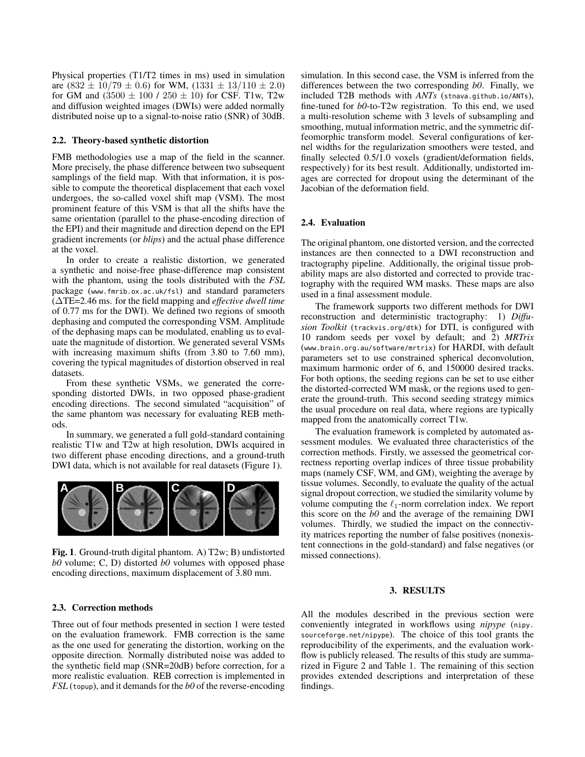Physical properties (T1/T2 times in ms) used in simulation are $(832 \pm 10/79 \pm 0.6)$ for WM, $(1331 \pm 13/110 \pm 2.0)$ for GM and $(3500 \pm 100$ / $250 \pm 10)$ for CSF. T1w, T2w and diffusion weighted images (DWIs) were added normally distributed noise up to a signal-to-noise ratio (SNR) of 30dB.

### 2.2. Theory-based synthetic distortion

FMB methodologies use a map of the field in the scanner. More precisely, the phase difference between two subsequent samplings of the field map. With that information, it is possible to compute the theoretical displacement that each voxel undergoes, the so-called voxel shift map (VSM). The most prominent feature of this VSM is that all the shifts have the same orientation (parallel to the phase-encoding direction of the EPI) and their magnitude and direction depend on the EPI gradient increments (or *blips*) and the actual phase difference at the voxel.

In order to create a realistic distortion, we generated a synthetic and noise-free phase-difference map consistent with the phantom, using the tools distributed with the *FSL* package (www.fmrib.ox.ac.uk/fsl) and standard parameters ($\Delta$TE=2.46 ms. for the field mapping and *effective dwell time* of 0.77 ms for the DWI). We defined two regions of smooth dephasing and computed the corresponding VSM. Amplitude of the dephasing maps can be modulated, enabling us to evaluate the magnitude of distortion. We generated several VSMs with increasing maximum shifts (from 3.80 to 7.60 mm), covering the typical magnitudes of distortion observed in real datasets.

From these synthetic VSMs, we generated the corresponding distorted DWIs, in two opposed phase-gradient encoding directions. The second simulated "acquisition" of the same phantom was necessary for evaluating REB methods.

In summary, we generated a full gold-standard containing realistic T1w and T2w at high resolution, DWIs acquired in two different phase encoding directions, and a ground-truth DWI data, which is not available for real datasets (Figure 1).

**Fig. 1**. Ground-truth digital phantom. A) T2w; B) undistorted *b0* volume; C, D) distorted *b0* volumes with opposed phase encoding directions, maximum displacement of 3.80 mm.

### 2.3. Correction methods

Three out of four methods presented in section 1 were tested on the evaluation framework. FMB correction is the same as the one used for generating the distortion, working on the opposite direction. Normally distributed noise was added to the synthetic field map (SNR=20dB) before correction, for a more realistic evaluation. REB correction is implemented in *FSL* (topup), and it demands for the *b0* of the reverse-encoding simulation. In this second case, the VSM is inferred from the differences between the two corresponding *b0*. Finally, we included T2B methods with *ANTs* (stnava.github.io/ANTs), fine-tuned for *b0*-to-T2w registration. To this end, we used a multi-resolution scheme with 3 levels of subsampling and smoothing, mutual information metric, and the symmetric diffeomorphic transform model. Several configurations of kernel widths for the regularization smoothers were tested, and finally selected 0.5/1.0 voxels (gradient/deformation fields, respectively) for its best result. Additionally, undistorted images are corrected for dropout using the determinant of the Jacobian of the deformation field.

### 2.4. Evaluation

The original phantom, one distorted version, and the corrected instances are then connected to a DWI reconstruction and tractography pipeline. Additionally, the original tissue probability maps are also distorted and corrected to provide tractography with the required WM masks. These maps are also used in a final assessment module.

The framework supports two different methods for DWI reconstruction and deterministic tractography: 1) *Diffusion Toolkit* (trackvis.org/dtk) for DTI, is configured with 10 random seeds per voxel by default; and 2) *MRTrix* (www.brain.org.au/software/mrtrix) for HARDI, with default parameters set to use constrained spherical deconvolution, maximum harmonic order of 6, and 150000 desired tracks. For both options, the seeding regions can be set to use either the distorted-corrected WM mask, or the regions used to generate the ground-truth. This second seeding strategy mimics the usual procedure on real data, where regions are typically mapped from the anatomically correct T1w.

The evaluation framework is completed by automated assessment modules. We evaluated three characteristics of the correction methods. Firstly, we assessed the geometrical correctness reporting overlap indices of three tissue probability maps (namely CSF, WM, and GM), weighting the average by tissue volumes. Secondly, to evaluate the quality of the actual signal dropout correction, we studied the similarity volume by volume computing the $\ell_1$-norm correlation index. We report this score on the *b0* and the average of the remaining DWI volumes. Thirdly, we studied the impact on the connectivity matrices reporting the number of false positives (nonexistent connections in the gold-standard) and false negatives (or missed connections).

## 3. RESULTS

All the modules described in the previous section were conveniently integrated in workflows using *nipype* (nipy.sourceforge.net/nipype). The choice of this tool grants the reproducibility of the experiments, and the evaluation workflow is publicly released. The results of this study are summarized in Figure 2 and Table 1. The remaining of this section provides extended descriptions and interpretation of these findings.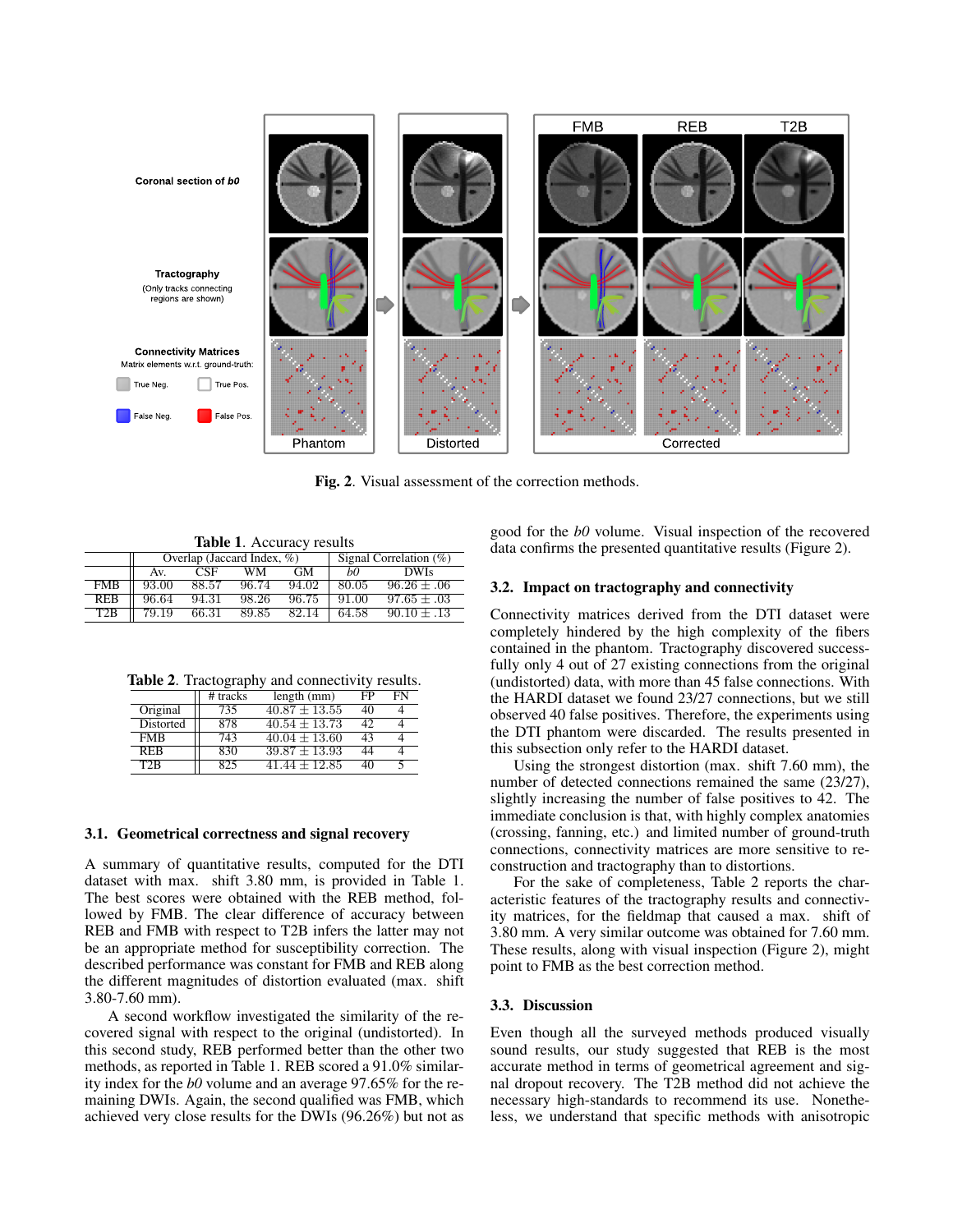Fig. 2. Visual assessment of the correction methods.

**Table 1**. Accuracy results

| | Overlap (Jaccard Index, %) | | | | Signal Correlation (%) | |
|---|---|---|---|---|---|---|
| | Av. | CSF | WM | GM | *b0* | DWIs |
| FMB | 93.00 | 88.57 | 96.74 | 94.02 | 80.05 | 96.26 ± .06 |
| REB | 96.64 | 94.31 | 98.26 | 96.75 | 91.00 | 97.65 ± .03 |
| T2B | 79.19 | 66.31 | 89.85 | 82.14 | 64.58 | 90.10 ± .13 |

**Table 2**. Tractography and connectivity results.

| | # tracks | length (mm) | FP | FN |
|---|---|---|---|---|
| Original | 735 | 40.87 ± 13.55 | 40 | 4 |
| Distorted | 878 | 40.54 ± 13.73 | 42 | 4 |
| FMB | 743 | 40.04 ± 13.60 | 43 | 4 |
| REB | 830 | 39.87 ± 13.93 | 44 | 4 |
| T2B | 825 | 41.44 ± 12.85 | 40 | 5 |

### 3.1. Geometrical correctness and signal recovery

A summary of quantitative results, computed for the DTI dataset with max. shift 3.80 mm, is provided in Table 1. The best scores were obtained with the REB method, followed by FMB. The clear difference of accuracy between REB and FMB with respect to T2B infers the latter may not be an appropriate method for susceptibility correction. The described performance was constant for FMB and REB along the different magnitudes of distortion evaluated (max. shift 3.80-7.60 mm).

A second workflow investigated the similarity of the recovered signal with respect to the original (undistorted). In this second study, REB performed better than the other two methods, as reported in Table 1. REB scored a 91.0% similarity index for the *b0* volume and an average 97.65% for the remaining DWIs. Again, the second qualified was FMB, which achieved very close results for the DWIs (96.26%) but not as good for the *b0* volume. Visual inspection of the recovered data confirms the presented quantitative results (Figure 2).

### 3.2. Impact on tractography and connectivity

Connectivity matrices derived from the DTI dataset were completely hindered by the high complexity of the fibers contained in the phantom. Tractography discovered successfully only 4 out of 27 existing connections from the original (undistorted) data, with more than 45 false connections. With the HARDI dataset we found 23/27 connections, but we still observed 40 false positives. Therefore, the experiments using the DTI phantom were discarded. The results presented in this subsection only refer to the HARDI dataset.

Using the strongest distortion (max. shift 7.60 mm), the number of detected connections remained the same (23/27), slightly increasing the number of false positives to 42. The immediate conclusion is that, with highly complex anatomies (crossing, fanning, etc.) and limited number of ground-truth connections, connectivity matrices are more sensitive to reconstruction and tractography than to distortions.

For the sake of completeness, Table 2 reports the characteristic features of the tractography results and connectivity matrices, for the fieldmap that caused a max. shift of 3.80 mm. A very similar outcome was obtained for 7.60 mm. These results, along with visual inspection (Figure 2), might point to FMB as the best correction method.

### 3.3. Discussion

Even though all the surveyed methods produced visually sound results, our study suggested that REB is the most accurate method in terms of geometrical agreement and signal dropout recovery. The T2B method did not achieve the necessary high-standards to recommend its use. Nonetheless, we understand that specific methods with anisotropic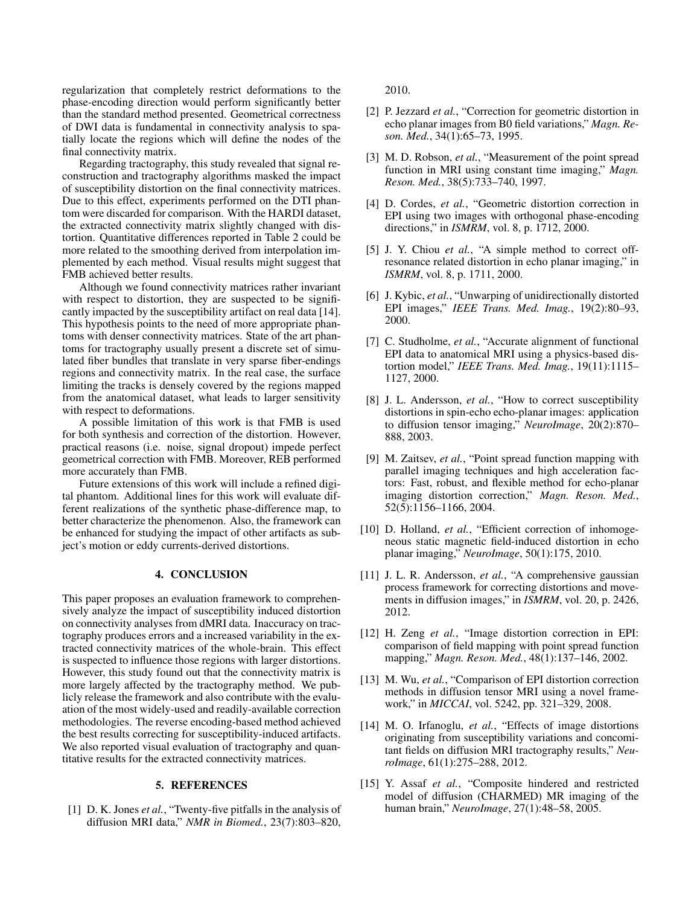regularization that completely restrict deformations to the phase-encoding direction would perform significantly better than the standard method presented. Geometrical correctness of DWI data is fundamental in connectivity analysis to spatially locate the regions which will define the nodes of the final connectivity matrix.

Regarding tractography, this study revealed that signal reconstruction and tractography algorithms masked the impact of susceptibility distortion on the final connectivity matrices. Due to this effect, experiments performed on the DTI phantom were discarded for comparison. With the HARDI dataset, the extracted connectivity matrix slightly changed with distortion. Quantitative differences reported in Table 2 could be more related to the smoothing derived from interpolation implemented by each method. Visual results might suggest that FMB achieved better results.

Although we found connectivity matrices rather invariant with respect to distortion, they are suspected to be significantly impacted by the susceptibility artifact on real data [14]. This hypothesis points to the need of more appropriate phantoms with denser connectivity matrices. State of the art phantoms for tractography usually present a discrete set of simulated fiber bundles that translate in very sparse fiber-endings regions and connectivity matrix. In the real case, the surface limiting the tracks is densely covered by the regions mapped from the anatomical dataset, what leads to larger sensitivity with respect to deformations.

A possible limitation of this work is that FMB is used for both synthesis and correction of the distortion. However, practical reasons (i.e. noise, signal dropout) impede perfect geometrical correction with FMB. Moreover, REB performed more accurately than FMB.

Future extensions of this work will include a refined digital phantom. Additional lines for this work will evaluate different realizations of the synthetic phase-difference map, to better characterize the phenomenon. Also, the framework can be enhanced for studying the impact of other artifacts as subject's motion or eddy currents-derived distortions.

## 4. CONCLUSION

This paper proposes an evaluation framework to comprehensively analyze the impact of susceptibility induced distortion on connectivity analyses from dMRI data. Inaccuracy on tractography produces errors and a increased variability in the extracted connectivity matrices of the whole-brain. This effect is suspected to influence those regions with larger distortions. However, this study found out that the connectivity matrix is more largely affected by the tractography method. We publicly release the framework and also contribute with the evaluation of the most widely-used and readily-available correction methodologies. The reverse encoding-based method achieved the best results correcting for susceptibility-induced artifacts. We also reported visual evaluation of tractography and quantitative results for the extracted connectivity matrices.

## 5. REFERENCES

[1] D. K. Jones *et al.*, "Twenty-five pitfalls in the analysis of diffusion MRI data," *NMR in Biomed.*, 23(7):803–820, 2010.

[2] P. Jezzard *et al.*, "Correction for geometric distortion in echo planar images from B0 field variations," *Magn. Reson. Med.*, 34(1):65–73, 1995.

[3] M. D. Robson, *et al.*, "Measurement of the point spread function in MRI using constant time imaging," *Magn. Reson. Med.*, 38(5):733–740, 1997.

[4] D. Cordes, *et al.*, "Geometric distortion correction in EPI using two images with orthogonal phase-encoding directions," in *ISMRM*, vol. 8, p. 1712, 2000.

[5] J. Y. Chiou *et al.*, "A simple method to correct off-resonance related distortion in echo planar imaging," in *ISMRM*, vol. 8, p. 1711, 2000.

[6] J. Kybic, *et al.*, "Unwarping of unidirectionally distorted EPI images," *IEEE Trans. Med. Imag.*, 19(2):80–93, 2000.

[7] C. Studholme, *et al.*, "Accurate alignment of functional EPI data to anatomical MRI using a physics-based distortion model," *IEEE Trans. Med. Imag.*, 19(11):1115–1127, 2000.

[8] J. L. Andersson, *et al.*, "How to correct susceptibility distortions in spin-echo echo-planar images: application to diffusion tensor imaging," *NeuroImage*, 20(2):870–888, 2003.

[9] M. Zaitsev, *et al.*, "Point spread function mapping with parallel imaging techniques and high acceleration factors: Fast, robust, and flexible method for echo-planar imaging distortion correction," *Magn. Reson. Med.*, 52(5):1156–1166, 2004.

[10] D. Holland, *et al.*, "Efficient correction of inhomogeneous static magnetic field-induced distortion in echo planar imaging," *NeuroImage*, 50(1):175, 2010.

[11] J. L. R. Andersson, *et al.*, "A comprehensive gaussian process framework for correcting distortions and movements in diffusion images," in *ISMRM*, vol. 20, p. 2426, 2012.

[12] H. Zeng *et al.*, "Image distortion correction in EPI: comparison of field mapping with point spread function mapping," *Magn. Reson. Med.*, 48(1):137–146, 2002.

[13] M. Wu, *et al.*, "Comparison of EPI distortion correction methods in diffusion tensor MRI using a novel framework," in *MICCAI*, vol. 5242, pp. 321–329, 2008.

[14] M. O. Irfanoglu, *et al.*, "Effects of image distortions originating from susceptibility variations and concomitant fields on diffusion MRI tractography results," *NeuroImage*, 61(1):275–288, 2012.

[15] Y. Assaf *et al.*, "Composite hindered and restricted model of diffusion (CHARMED) MR imaging of the human brain," *NeuroImage*, 27(1):48–58, 2005.